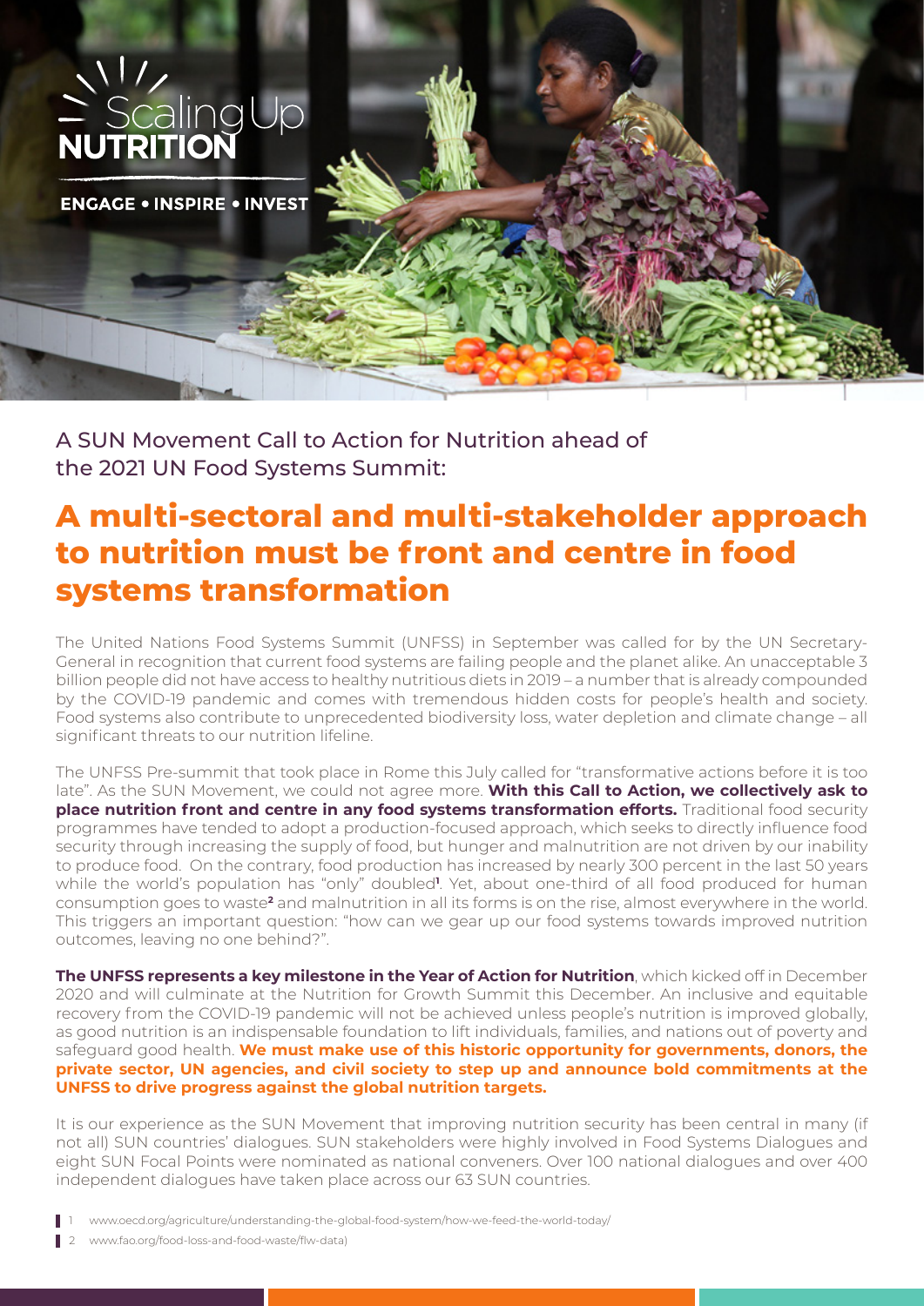Scaling Up **NUTRITION**

**ENGAGE • INSPIRE • INVEST**

A SUN Movement Call to Action for Nutrition ahead of the 2021 UN Food Systems Summit:

# A multi-sectoral and multi-stakeholder approach to nutrition must be front and centre in food systems transformation

The United Nations Food Systems Summit (UNFSS) in September was called for by the UN Secretary-General in recognition that current food systems are failing people and the planet alike. An unacceptable 3 billion people did not have access to healthy nutritious diets in 2019 – a number that is already compounded by the COVID-19 pandemic and comes with tremendous hidden costs for people's health and society. Food systems also contribute to unprecedented biodiversity loss, water depletion and climate change – all significant threats to our nutrition lifeline.

The UNFSS Pre-summit that took place in Rome this July called for "transformative actions before it is too late". As the SUN Movement, we could not agree more. **With this Call to Action, we collectively ask to place nutrition front and centre in any food systems transformation efforts.** Traditional food security programmes have tended to adopt a production-focused approach, which seeks to directly influence food security through increasing the supply of food, but hunger and malnutrition are not driven by our inability to produce food. On the contrary, food production has increased by nearly 300 percent in the last 50 years while the world's population has "only" doubled[1]. Yet, about one-third of all food produced for human consumption goes to waste[2] and malnutrition in all its forms is on the rise, almost everywhere in the world. This triggers an important question: "how can we gear up our food systems towards improved nutrition outcomes, leaving no one behind?".

**The UNFSS represents a key milestone in the Year of Action for Nutrition**, which kicked off in December 2020 and will culminate at the Nutrition for Growth Summit this December. An inclusive and equitable recovery from the COVID-19 pandemic will not be achieved unless people's nutrition is improved globally, as good nutrition is an indispensable foundation to lift individuals, families, and nations out of poverty and safeguard good health. **We must make use of this historic opportunity for governments, donors, the private sector, UN agencies, and civil society to step up and announce bold commitments at the UNFSS to drive progress against the global nutrition targets.**

It is our experience as the SUN Movement that improving nutrition security has been central in many (if not all) SUN countries' dialogues. SUN stakeholders were highly involved in Food Systems Dialogues and eight SUN Focal Points were nominated as national conveners. Over 100 national dialogues and over 400 independent dialogues have taken place across our 63 SUN countries.

1 www.oecd.org/agriculture/understanding-the-global-food-system/how-we-feed-the-world-today/

2 www.fao.org/food-loss-and-food-waste/flw-data)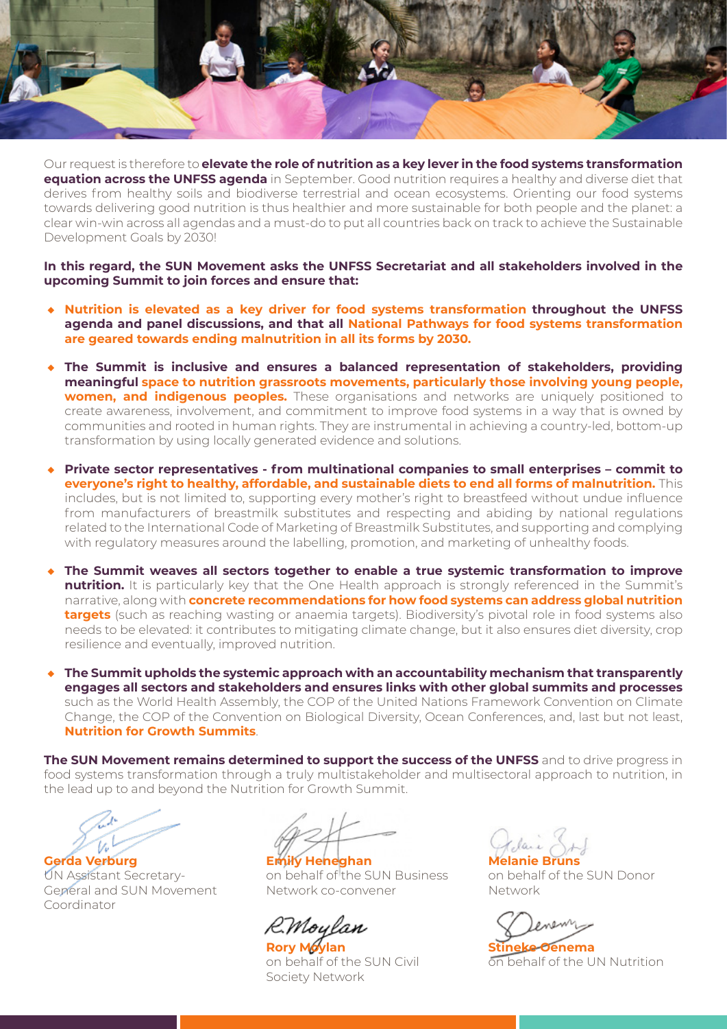Our request is therefore to **elevate the role of nutrition as a key lever in the food systems transformation equation across the UNFSS agenda** in September. Good nutrition requires a healthy and diverse diet that derives from healthy soils and biodiverse terrestrial and ocean ecosystems. Orienting our food systems towards delivering good nutrition is thus healthier and more sustainable for both people and the planet: a clear win-win across all agendas and a must-do to put all countries back on track to achieve the Sustainable Development Goals by 2030!

**In this regard, the SUN Movement asks the UNFSS Secretariat and all stakeholders involved in the upcoming Summit to join forces and ensure that:**

- **Nutrition is elevated as a key driver for food systems transformation throughout the UNFSS agenda and panel discussions, and that all National Pathways for food systems transformation are geared towards ending malnutrition in all its forms by 2030.**
- **The Summit is inclusive and ensures a balanced representation of stakeholders, providing meaningful space to nutrition grassroots movements, particularly those involving young people, women, and indigenous peoples.** These organisations and networks are uniquely positioned to create awareness, involvement, and commitment to improve food systems in a way that is owned by communities and rooted in human rights. They are instrumental in achieving a country-led, bottom-up transformation by using locally generated evidence and solutions.
- **Private sector representatives - from multinational companies to small enterprises – commit to everyone's right to healthy, affordable, and sustainable diets to end all forms of malnutrition.** This includes, but is not limited to, supporting every mother's right to breastfeed without undue influence from manufacturers of breastmilk substitutes and respecting and abiding by national regulations related to the International Code of Marketing of Breastmilk Substitutes, and supporting and complying with regulatory measures around the labelling, promotion, and marketing of unhealthy foods.
- **The Summit weaves all sectors together to enable a true systemic transformation to improve nutrition.** It is particularly key that the One Health approach is strongly referenced in the Summit's narrative, along with **concrete recommendations for how food systems can address global nutrition targets** (such as reaching wasting or anaemia targets). Biodiversity's pivotal role in food systems also needs to be elevated: it contributes to mitigating climate change, but it also ensures diet diversity, crop resilience and eventually, improved nutrition.
- **The Summit upholds the systemic approach with an accountability mechanism that transparently engages all sectors and stakeholders and ensures links with other global summits and processes** such as the World Health Assembly, the COP of the United Nations Framework Convention on Climate Change, the COP of the Convention on Biological Diversity, Ocean Conferences, and, last but not least, **Nutrition for Growth Summits**.

**The SUN Movement remains determined to support the success of the UNFSS** and to drive progress in food systems transformation through a truly multistakeholder and multisectoral approach to nutrition, in the lead up to and beyond the Nutrition for Growth Summit.

**Gerda Verburg**
UN Assistant Secretary-General and SUN Movement Coordinator

**Emily Heneghan**
on behalf of the SUN Business Network co-convener

**Melanie Bruns**
on behalf of the SUN Donor Network

**Rory Moylan**
on behalf of the SUN Civil Society Network

**Stineke Oenema**
on behalf of the UN Nutrition